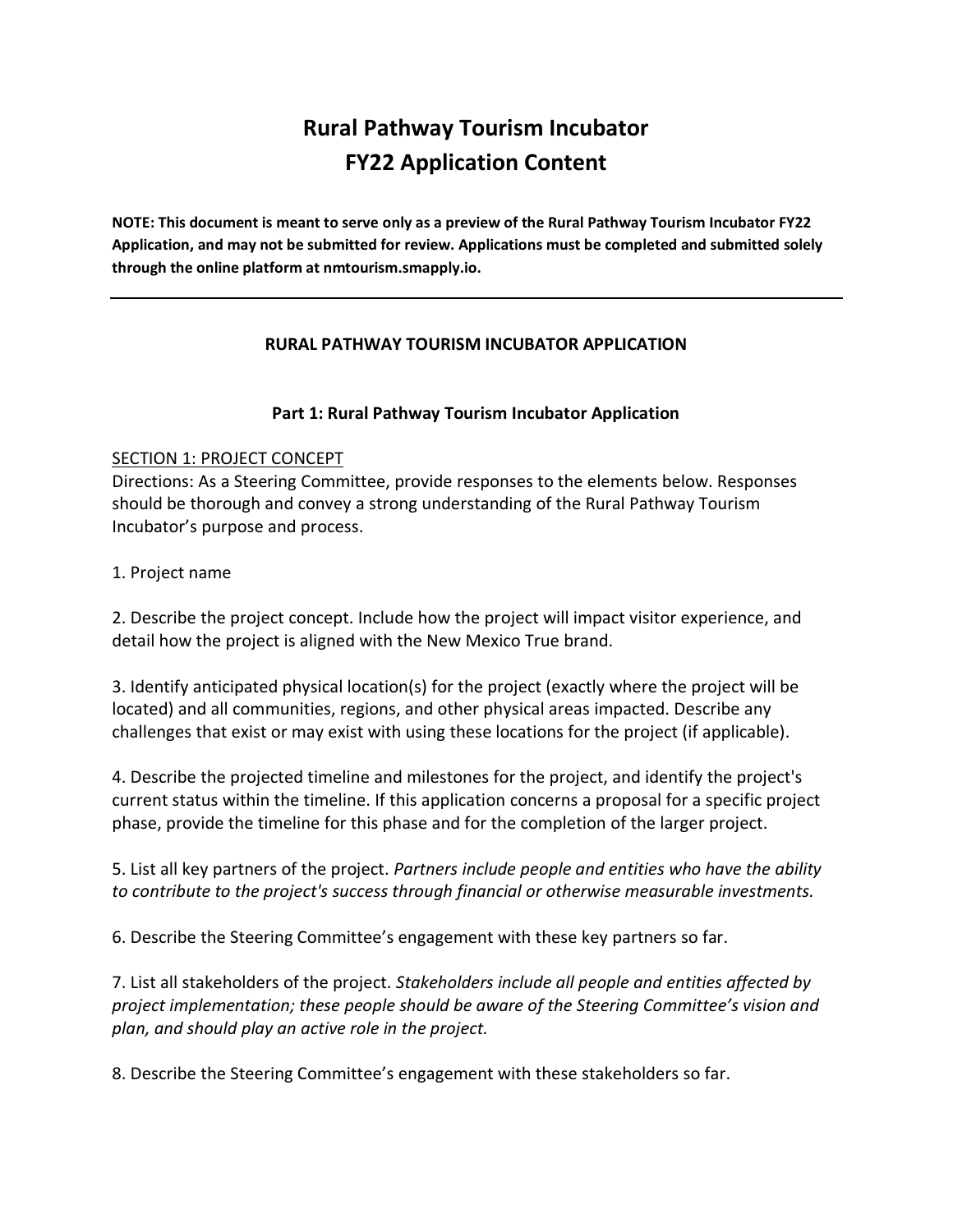# Rural Pathway Tourism Incubator
# FY22 Application Content

**NOTE: This document is meant to serve only as a preview of the Rural Pathway Tourism Incubator FY22 Application, and may not be submitted for review. Applications must be completed and submitted solely through the online platform at nmtourism.smapply.io.**

---

### RURAL PATHWAY TOURISM INCUBATOR APPLICATION

### Part 1: Rural Pathway Tourism Incubator Application

SECTION 1: PROJECT CONCEPT

Directions: As a Steering Committee, provide responses to the elements below. Responses should be thorough and convey a strong understanding of the Rural Pathway Tourism Incubator's purpose and process.

1. Project name

2. Describe the project concept. Include how the project will impact visitor experience, and detail how the project is aligned with the New Mexico True brand.

3. Identify anticipated physical location(s) for the project (exactly where the project will be located) and all communities, regions, and other physical areas impacted. Describe any challenges that exist or may exist with using these locations for the project (if applicable).

4. Describe the projected timeline and milestones for the project, and identify the project's current status within the timeline. If this application concerns a proposal for a specific project phase, provide the timeline for this phase and for the completion of the larger project.

5. List all key partners of the project. *Partners include people and entities who have the ability to contribute to the project's success through financial or otherwise measurable investments.*

6. Describe the Steering Committee's engagement with these key partners so far.

7. List all stakeholders of the project. *Stakeholders include all people and entities affected by project implementation; these people should be aware of the Steering Committee's vision and plan, and should play an active role in the project.*

8. Describe the Steering Committee's engagement with these stakeholders so far.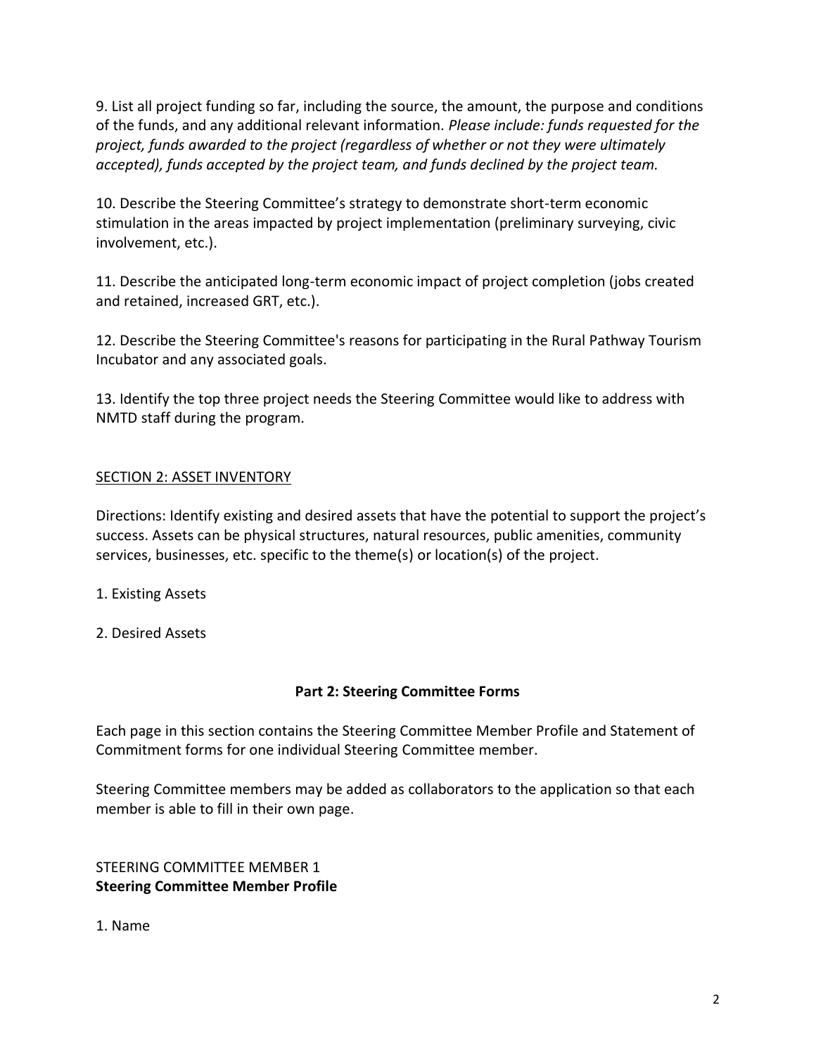9. List all project funding so far, including the source, the amount, the purpose and conditions of the funds, and any additional relevant information. *Please include: funds requested for the project, funds awarded to the project (regardless of whether or not they were ultimately accepted), funds accepted by the project team, and funds declined by the project team.*

10. Describe the Steering Committee's strategy to demonstrate short-term economic stimulation in the areas impacted by project implementation (preliminary surveying, civic involvement, etc.).

11. Describe the anticipated long-term economic impact of project completion (jobs created and retained, increased GRT, etc.).

12. Describe the Steering Committee's reasons for participating in the Rural Pathway Tourism Incubator and any associated goals.

13. Identify the top three project needs the Steering Committee would like to address with NMTD staff during the program.

<u>SECTION 2: ASSET INVENTORY</u>

Directions: Identify existing and desired assets that have the potential to support the project's success. Assets can be physical structures, natural resources, public amenities, community services, businesses, etc. specific to the theme(s) or location(s) of the project.

1. Existing Assets

2. Desired Assets

## Part 2: Steering Committee Forms

Each page in this section contains the Steering Committee Member Profile and Statement of Commitment forms for one individual Steering Committee member.

Steering Committee members may be added as collaborators to the application so that each member is able to fill in their own page.

STEERING COMMITTEE MEMBER 1

**Steering Committee Member Profile**

1. Name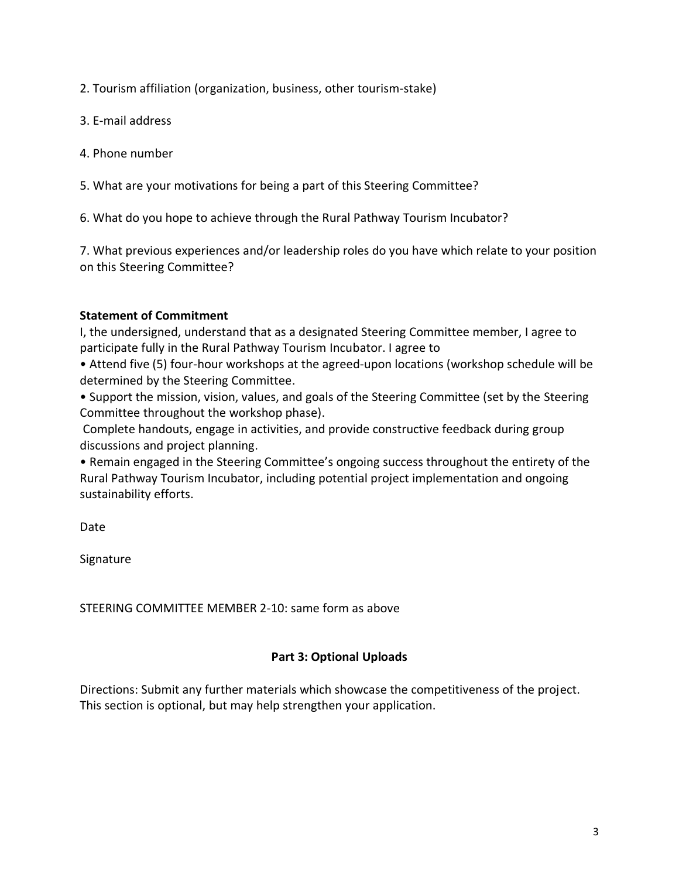2. Tourism affiliation (organization, business, other tourism-stake)

3. E-mail address

4. Phone number

5. What are your motivations for being a part of this Steering Committee?

6. What do you hope to achieve through the Rural Pathway Tourism Incubator?

7. What previous experiences and/or leadership roles do you have which relate to your position on this Steering Committee?

**Statement of Commitment**

I, the undersigned, understand that as a designated Steering Committee member, I agree to participate fully in the Rural Pathway Tourism Incubator. I agree to

- Attend five (5) four-hour workshops at the agreed-upon locations (workshop schedule will be determined by the Steering Committee.
- Support the mission, vision, values, and goals of the Steering Committee (set by the Steering Committee throughout the workshop phase).

Complete handouts, engage in activities, and provide constructive feedback during group discussions and project planning.

- Remain engaged in the Steering Committee's ongoing success throughout the entirety of the Rural Pathway Tourism Incubator, including potential project implementation and ongoing sustainability efforts.

Date

Signature

STEERING COMMITTEE MEMBER 2-10: same form as above

## Part 3: Optional Uploads

Directions: Submit any further materials which showcase the competitiveness of the project. This section is optional, but may help strengthen your application.